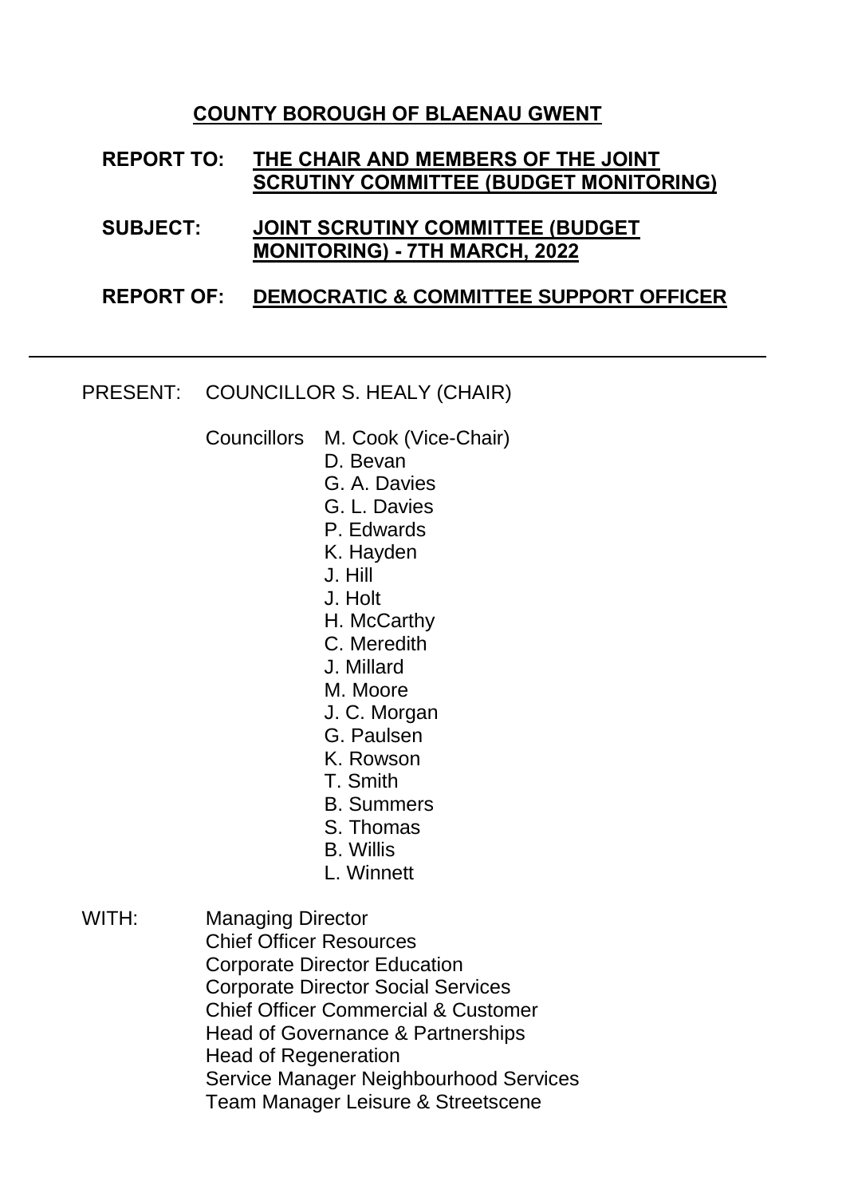**COUNTY BOROUGH OF BLAENAU GWENT**

**REPORT TO:** **THE CHAIR AND MEMBERS OF THE JOINT SCRUTINY COMMITTEE (BUDGET MONITORING)**

**SUBJECT:** **JOINT SCRUTINY COMMITTEE (BUDGET MONITORING) - 7TH MARCH, 2022**

**REPORT OF:** **DEMOCRATIC & COMMITTEE SUPPORT OFFICER**

---

PRESENT: COUNCILLOR S. HEALY (CHAIR)

Councillors M. Cook (Vice-Chair)
D. Bevan
G. A. Davies
G. L. Davies
P. Edwards
K. Hayden
J. Hill
J. Holt
H. McCarthy
C. Meredith
J. Millard
M. Moore
J. C. Morgan
G. Paulsen
K. Rowson
T. Smith
B. Summers
S. Thomas
B. Willis
L. Winnett

WITH: Managing Director
Chief Officer Resources
Corporate Director Education
Corporate Director Social Services
Chief Officer Commercial & Customer
Head of Governance & Partnerships
Head of Regeneration
Service Manager Neighbourhood Services
Team Manager Leisure & Streetscene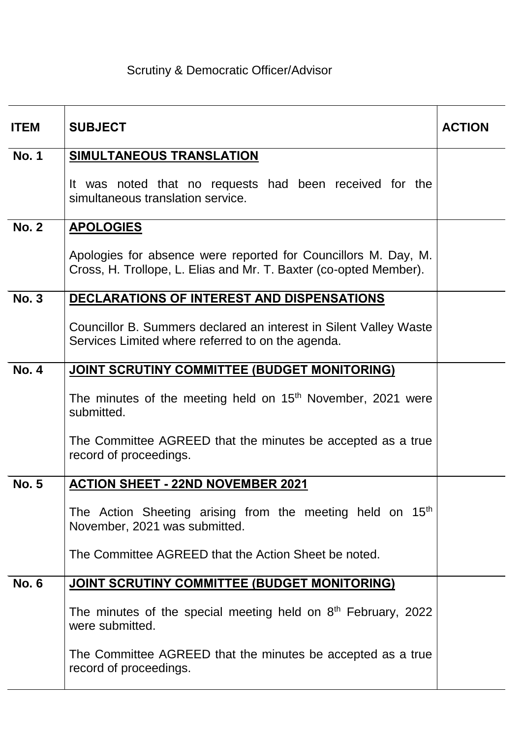Scrutiny & Democratic Officer/Advisor

| ITEM | SUBJECT | ACTION |
|---|---|---|
| No. 1 | **SIMULTANEOUS TRANSLATION**<br><br>It was noted that no requests had been received for the simultaneous translation service. | |
| No. 2 | **APOLOGIES**<br><br>Apologies for absence were reported for Councillors M. Day, M. Cross, H. Trollope, L. Elias and Mr. T. Baxter (co-opted Member). | |
| No. 3 | **DECLARATIONS OF INTEREST AND DISPENSATIONS**<br><br>Councillor B. Summers declared an interest in Silent Valley Waste Services Limited where referred to on the agenda. | |
| No. 4 | **JOINT SCRUTINY COMMITTEE (BUDGET MONITORING)**<br><br>The minutes of the meeting held on 15th November, 2021 were submitted.<br><br>The Committee AGREED that the minutes be accepted as a true record of proceedings. | |
| No. 5 | **ACTION SHEET - 22ND NOVEMBER 2021**<br><br>The Action Sheeting arising from the meeting held on 15th November, 2021 was submitted.<br><br>The Committee AGREED that the Action Sheet be noted. | |
| No. 6 | **JOINT SCRUTINY COMMITTEE (BUDGET MONITORING)**<br><br>The minutes of the special meeting held on 8th February, 2022 were submitted.<br><br>The Committee AGREED that the minutes be accepted as a true record of proceedings. | |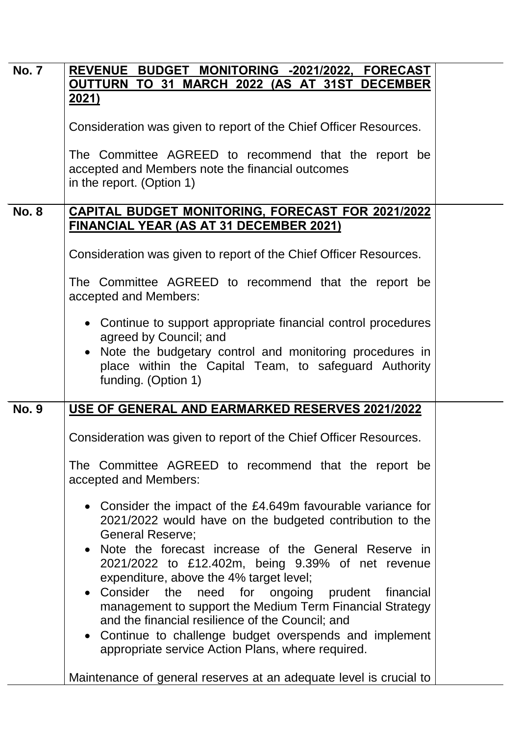| | | |
|---|---|---|
| **No. 7** | **REVENUE BUDGET MONITORING -2021/2022, FORECAST OUTTURN TO 31 MARCH 2022 (AS AT 31ST DECEMBER 2021)**<br><br>Consideration was given to report of the Chief Officer Resources.<br><br>The Committee AGREED to recommend that the report be accepted and Members note the financial outcomes in the report. (Option 1) | |
| **No. 8** | **CAPITAL BUDGET MONITORING, FORECAST FOR 2021/2022 FINANCIAL YEAR (AS AT 31 DECEMBER 2021)**<br><br>Consideration was given to report of the Chief Officer Resources.<br><br>The Committee AGREED to recommend that the report be accepted and Members:<br><br>• Continue to support appropriate financial control procedures agreed by Council; and<br>• Note the budgetary control and monitoring procedures in place within the Capital Team, to safeguard Authority funding. (Option 1) | |
| **No. 9** | **USE OF GENERAL AND EARMARKED RESERVES 2021/2022**<br><br>Consideration was given to report of the Chief Officer Resources.<br><br>The Committee AGREED to recommend that the report be accepted and Members:<br><br>• Consider the impact of the £4.649m favourable variance for 2021/2022 would have on the budgeted contribution to the General Reserve;<br>• Note the forecast increase of the General Reserve in 2021/2022 to £12.402m, being 9.39% of net revenue expenditure, above the 4% target level;<br>• Consider the need for ongoing prudent financial management to support the Medium Term Financial Strategy and the financial resilience of the Council; and<br>• Continue to challenge budget overspends and implement appropriate service Action Plans, where required.<br><br>Maintenance of general reserves at an adequate level is crucial to | |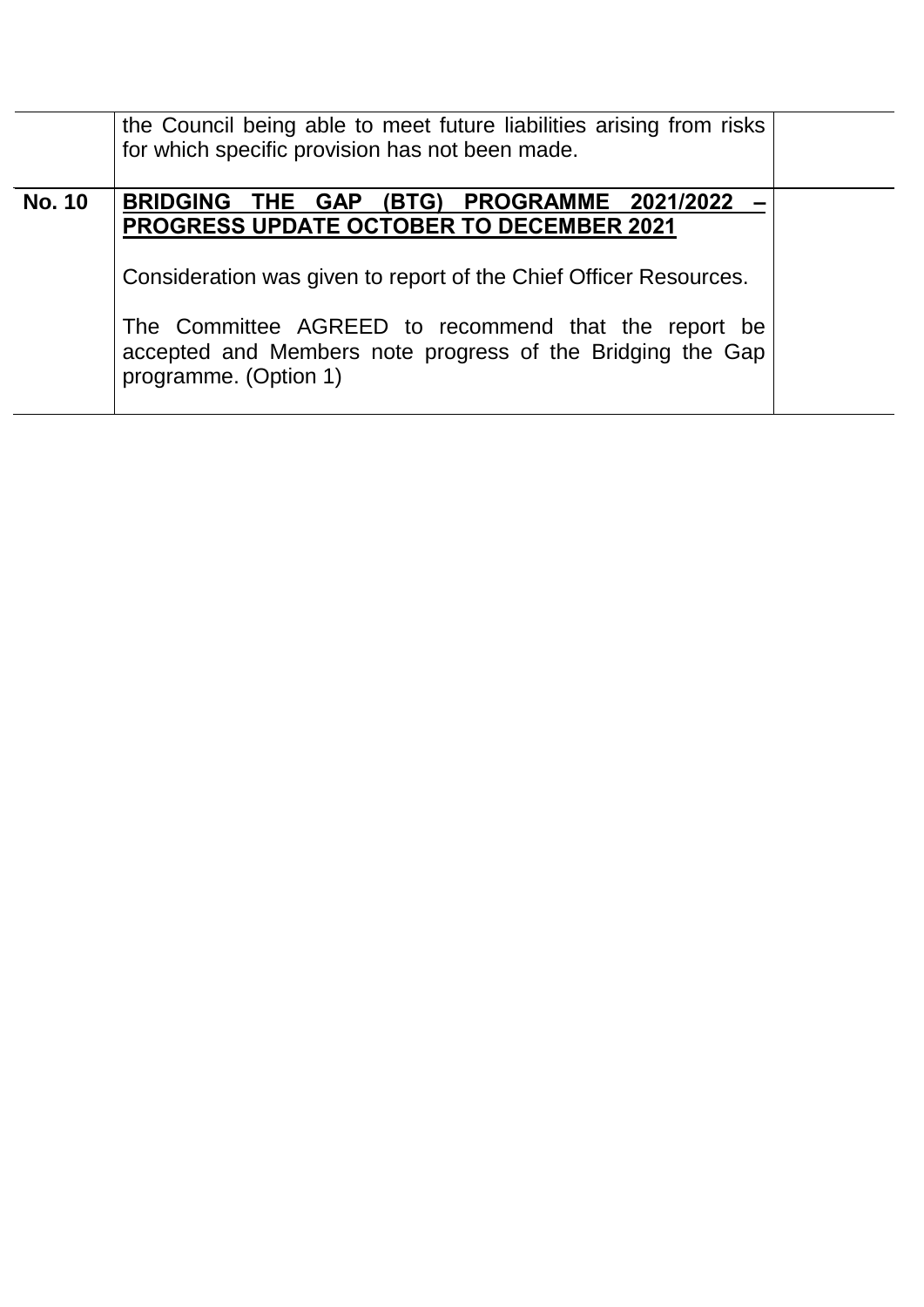| | | |
|---|---|---|
| | the Council being able to meet future liabilities arising from risks for which specific provision has not been made. | |
| **No. 10** | **BRIDGING THE GAP (BTG) PROGRAMME 2021/2022 – PROGRESS UPDATE OCTOBER TO DECEMBER 2021**<br><br>Consideration was given to report of the Chief Officer Resources.<br><br>The Committee AGREED to recommend that the report be accepted and Members note progress of the Bridging the Gap programme. (Option 1) | |